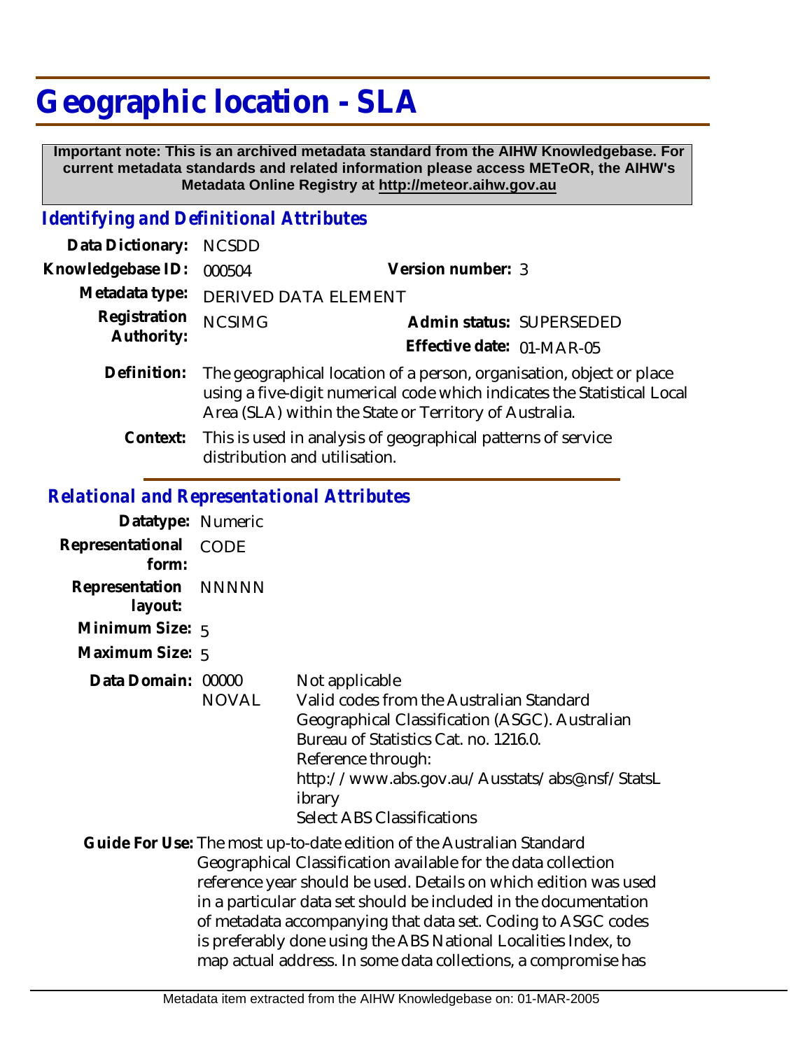# Geographic location - SLA

**Important note: This is an archived metadata standard from the AIHW Knowledgebase. For current metadata standards and related information please access METeOR, the AIHW's Metadata Online Registry at http://meteor.aihw.gov.au**

## *Identifying and Definitional Attributes*

**Data Dictionary:** NCSDD

**Knowledgebase ID:** 000504 **Version number:** 3

**Metadata type:** DERIVED DATA ELEMENT

**Registration Authority:** NCSIMG **Admin status:** SUPERSEDED

**Effective date:** 01-MAR-05

**Definition:** The geographical location of a person, organisation, object or place using a five-digit numerical code which indicates the Statistical Local Area (SLA) within the State or Territory of Australia.

**Context:** This is used in analysis of geographical patterns of service distribution and utilisation.

## *Relational and Representational Attributes*

**Datatype:** Numeric

**Representational form:** CODE

**Representation layout:** NNNNN

**Minimum Size:** 5

**Maximum Size:** 5

**Data Domain:**
00000 Not applicable
NOVAL Valid codes from the Australian Standard Geographical Classification (ASGC). Australian Bureau of Statistics Cat. no. 1216.0.
Reference through:
http://www.abs.gov.au/Ausstats/abs@.nsf/StatsLibrary
Select ABS Classifications

**Guide For Use:** The most up-to-date edition of the Australian Standard Geographical Classification available for the data collection reference year should be used. Details on which edition was used in a particular data set should be included in the documentation of metadata accompanying that data set. Coding to ASGC codes is preferably done using the ABS National Localities Index, to map actual address. In some data collections, a compromise has

Metadata item extracted from the AIHW Knowledgebase on: 01-MAR-2005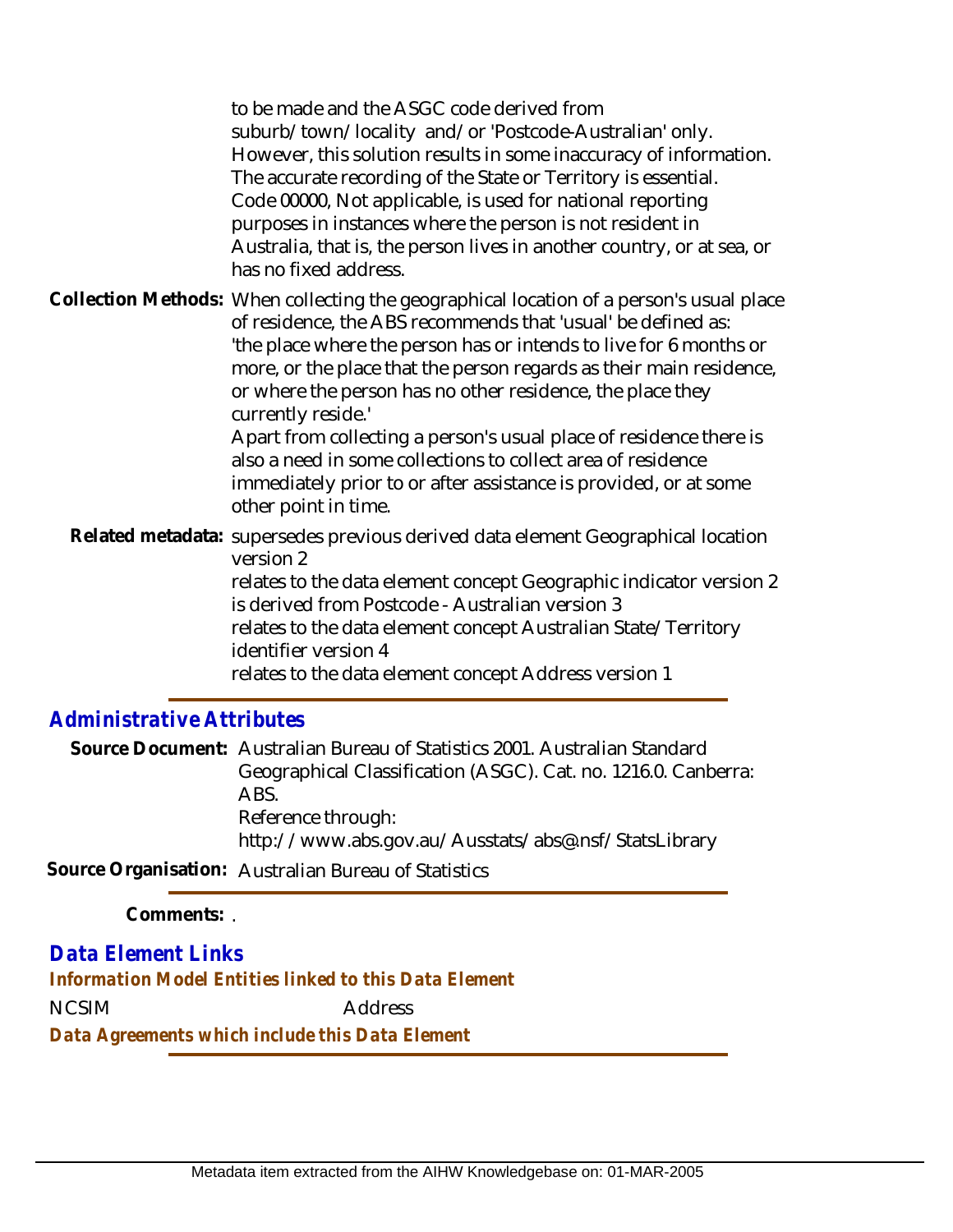to be made and the ASGC code derived from suburb/town/locality and/or 'Postcode-Australian' only. However, this solution results in some inaccuracy of information. The accurate recording of the State or Territory is essential. Code 00000, Not applicable, is used for national reporting purposes in instances where the person is not resident in Australia, that is, the person lives in another country, or at sea, or has no fixed address.

**Collection Methods:** When collecting the geographical location of a person's usual place of residence, the ABS recommends that 'usual' be defined as: 'the place where the person has or intends to live for 6 months or more, or the place that the person regards as their main residence, or where the person has no other residence, the place they currently reside.'
Apart from collecting a person's usual place of residence there is also a need in some collections to collect area of residence immediately prior to or after assistance is provided, or at some other point in time.

**Related metadata:** supersedes previous derived data element Geographical location version 2
relates to the data element concept Geographic indicator version 2
is derived from Postcode - Australian version 3
relates to the data element concept Australian State/Territory identifier version 4
relates to the data element concept Address version 1

## Administrative Attributes

**Source Document:** Australian Bureau of Statistics 2001. Australian Standard Geographical Classification (ASGC). Cat. no. 1216.0. Canberra: ABS.
Reference through:
http://www.abs.gov.au/Ausstats/abs@.nsf/StatsLibrary

**Source Organisation:** Australian Bureau of Statistics

**Comments:** .

## Data Element Links

### Information Model Entities linked to this Data Element

NCSIM Address

### Data Agreements which include this Data Element

Metadata item extracted from the AIHW Knowledgebase on: 01-MAR-2005